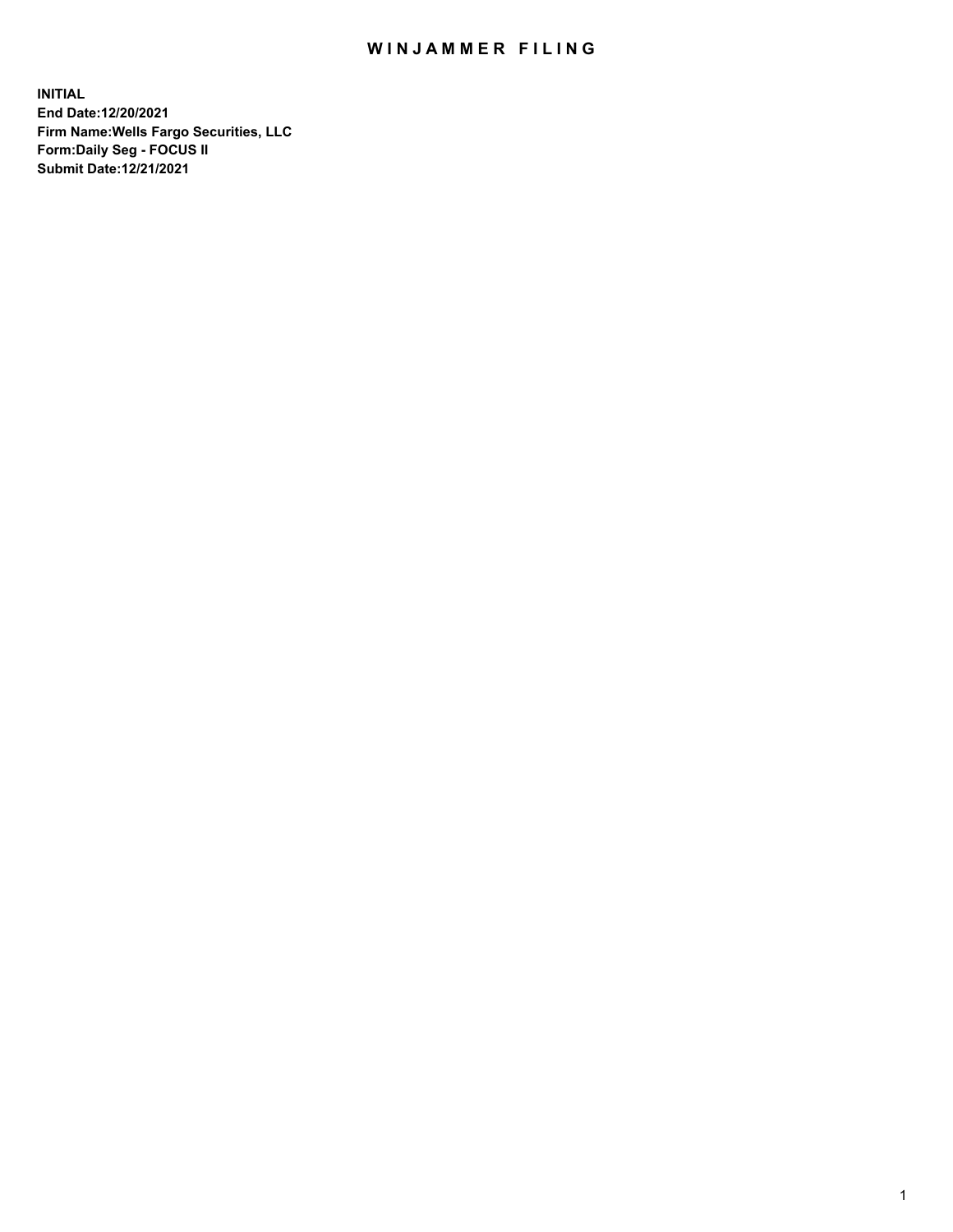# WINJAMMER FILING

**INITIAL**
**End Date:12/20/2021**
**Firm Name:Wells Fargo Securities, LLC**
**Form:Daily Seg - FOCUS II**
**Submit Date:12/21/2021**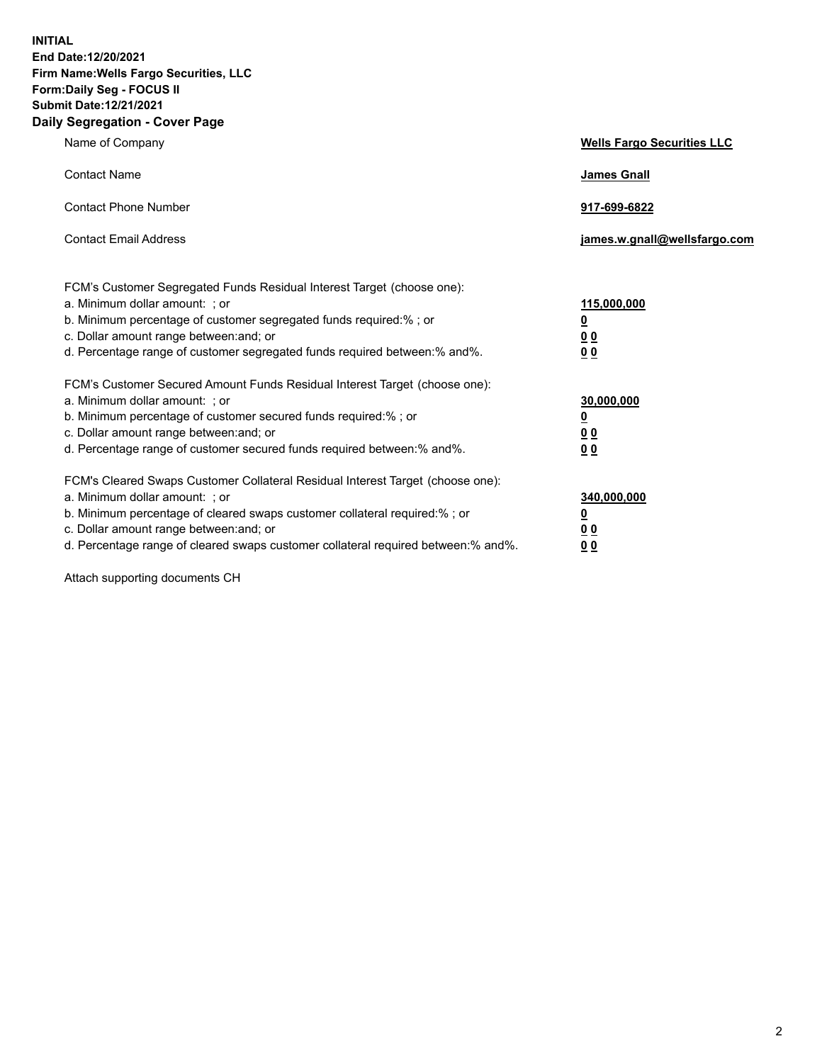**INITIAL**
**End Date:12/20/2021**
**Firm Name:Wells Fargo Securities, LLC**
**Form:Daily Seg - FOCUS II**
**Submit Date:12/21/2021**
**Daily Segregation - Cover Page**

| | |
|---|---|
| Name of Company | **Wells Fargo Securities LLC** |
| Contact Name | **James Gnall** |
| Contact Phone Number | **917-699-6822** |
| Contact Email Address | **james.w.gnall@wellsfargo.com** |

| | |
|---|---|
| FCM's Customer Segregated Funds Residual Interest Target (choose one): | |
| a. Minimum dollar amount: ; or | **115,000,000** |
| b. Minimum percentage of customer segregated funds required:% ; or | **0** |
| c. Dollar amount range between:and; or | **0 0** |
| d. Percentage range of customer segregated funds required between:% and%. | **0 0** |
| FCM's Customer Secured Amount Funds Residual Interest Target (choose one): | |
| a. Minimum dollar amount: ; or | **30,000,000** |
| b. Minimum percentage of customer secured funds required:% ; or | **0** |
| c. Dollar amount range between:and; or | **0 0** |
| d. Percentage range of customer secured funds required between:% and%. | **0 0** |
| FCM's Cleared Swaps Customer Collateral Residual Interest Target (choose one): | |
| a. Minimum dollar amount: ; or | **340,000,000** |
| b. Minimum percentage of cleared swaps customer collateral required:% ; or | **0** |
| c. Dollar amount range between:and; or | **0 0** |
| d. Percentage range of cleared swaps customer collateral required between:% and%. | **0 0** |

Attach supporting documents CH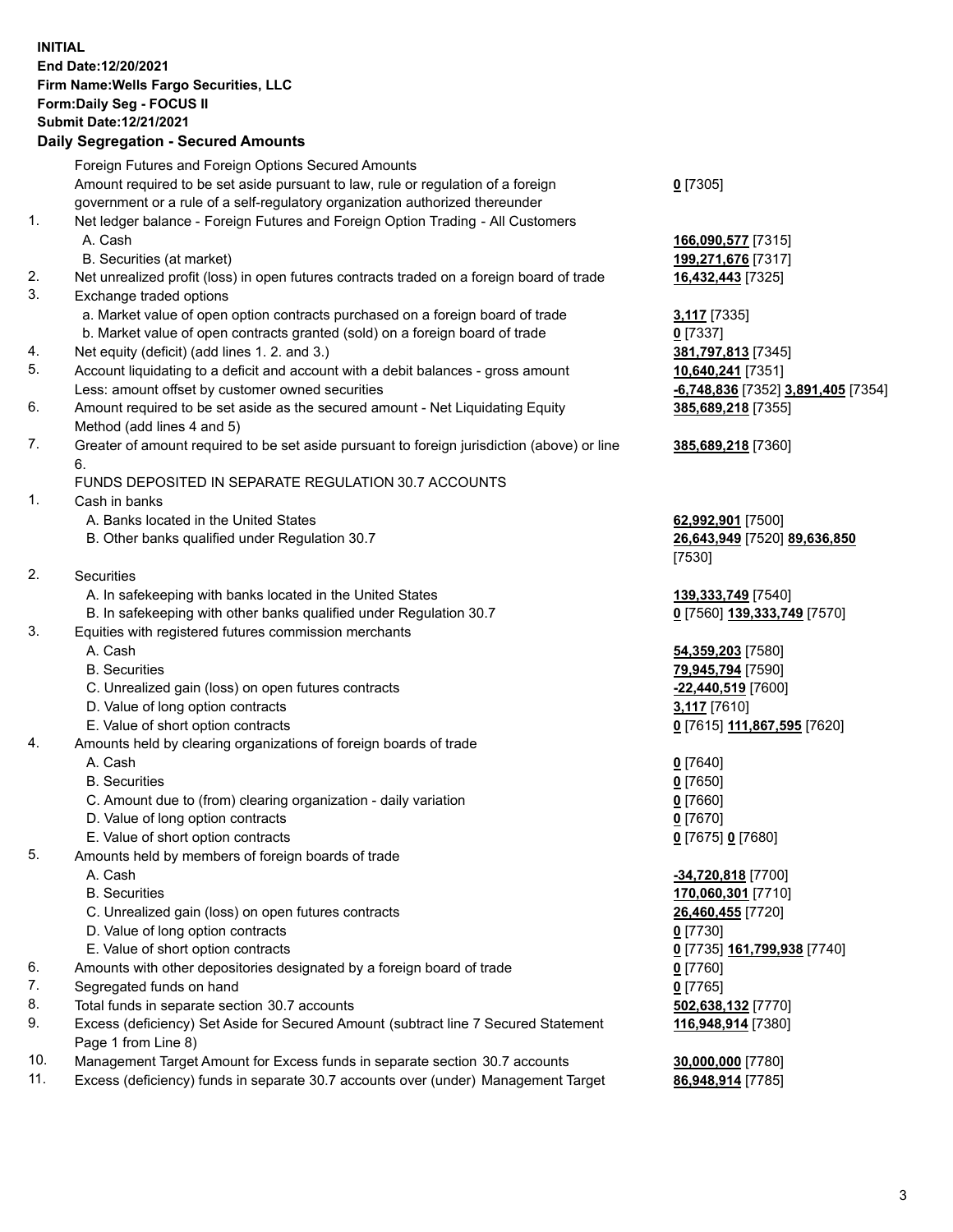**INITIAL**
**End Date:12/20/2021**
**Firm Name:Wells Fargo Securities, LLC**
**Form:Daily Seg - FOCUS II**
**Submit Date:12/21/2021**

## Daily Segregation - Secured Amounts

| | | |
|---|---|---|
| | Foreign Futures and Foreign Options Secured Amounts | |
| | Amount required to be set aside pursuant to law, rule or regulation of a foreign government or a rule of a self-regulatory organization authorized thereunder | **0** [7305] |
| 1. | Net ledger balance - Foreign Futures and Foreign Option Trading - All Customers | |
| | A. Cash | **166,090,577** [7315] |
| | B. Securities (at market) | **199,271,676** [7317] |
| 2. | Net unrealized profit (loss) in open futures contracts traded on a foreign board of trade | **16,432,443** [7325] |
| 3. | Exchange traded options | |
| | a. Market value of open option contracts purchased on a foreign board of trade | **3,117** [7335] |
| | b. Market value of open contracts granted (sold) on a foreign board of trade | **0** [7337] |
| 4. | Net equity (deficit) (add lines 1. 2. and 3.) | **381,797,813** [7345] |
| 5. | Account liquidating to a deficit and account with a debit balances - gross amount | **10,640,241** [7351] |
| | Less: amount offset by customer owned securities | **-6,748,836** [7352] **3,891,405** [7354] |
| 6. | Amount required to be set aside as the secured amount - Net Liquidating Equity Method (add lines 4 and 5) | **385,689,218** [7355] |
| 7. | Greater of amount required to be set aside pursuant to foreign jurisdiction (above) or line 6. | **385,689,218** [7360] |
| | FUNDS DEPOSITED IN SEPARATE REGULATION 30.7 ACCOUNTS | |
| 1. | Cash in banks | |
| | A. Banks located in the United States | **62,992,901** [7500] |
| | B. Other banks qualified under Regulation 30.7 | **26,643,949** [7520] **89,636,850** [7530] |
| 2. | Securities | |
| | A. In safekeeping with banks located in the United States | **139,333,749** [7540] |
| | B. In safekeeping with other banks qualified under Regulation 30.7 | **0** [7560] **139,333,749** [7570] |
| 3. | Equities with registered futures commission merchants | |
| | A. Cash | **54,359,203** [7580] |
| | B. Securities | **79,945,794** [7590] |
| | C. Unrealized gain (loss) on open futures contracts | **-22,440,519** [7600] |
| | D. Value of long option contracts | **3,117** [7610] |
| | E. Value of short option contracts | **0** [7615] **111,867,595** [7620] |
| 4. | Amounts held by clearing organizations of foreign boards of trade | |
| | A. Cash | **0** [7640] |
| | B. Securities | **0** [7650] |
| | C. Amount due to (from) clearing organization - daily variation | **0** [7660] |
| | D. Value of long option contracts | **0** [7670] |
| | E. Value of short option contracts | **0** [7675] **0** [7680] |
| 5. | Amounts held by members of foreign boards of trade | |
| | A. Cash | **-34,720,818** [7700] |
| | B. Securities | **170,060,301** [7710] |
| | C. Unrealized gain (loss) on open futures contracts | **26,460,455** [7720] |
| | D. Value of long option contracts | **0** [7730] |
| | E. Value of short option contracts | **0** [7735] **161,799,938** [7740] |
| 6. | Amounts with other depositories designated by a foreign board of trade | **0** [7760] |
| 7. | Segregated funds on hand | **0** [7765] |
| 8. | Total funds in separate section 30.7 accounts | **502,638,132** [7770] |
| 9. | Excess (deficiency) Set Aside for Secured Amount (subtract line 7 Secured Statement Page 1 from Line 8) | **116,948,914** [7380] |
| 10. | Management Target Amount for Excess funds in separate section 30.7 accounts | **30,000,000** [7780] |
| 11. | Excess (deficiency) funds in separate 30.7 accounts over (under) Management Target | **86,948,914** [7785] |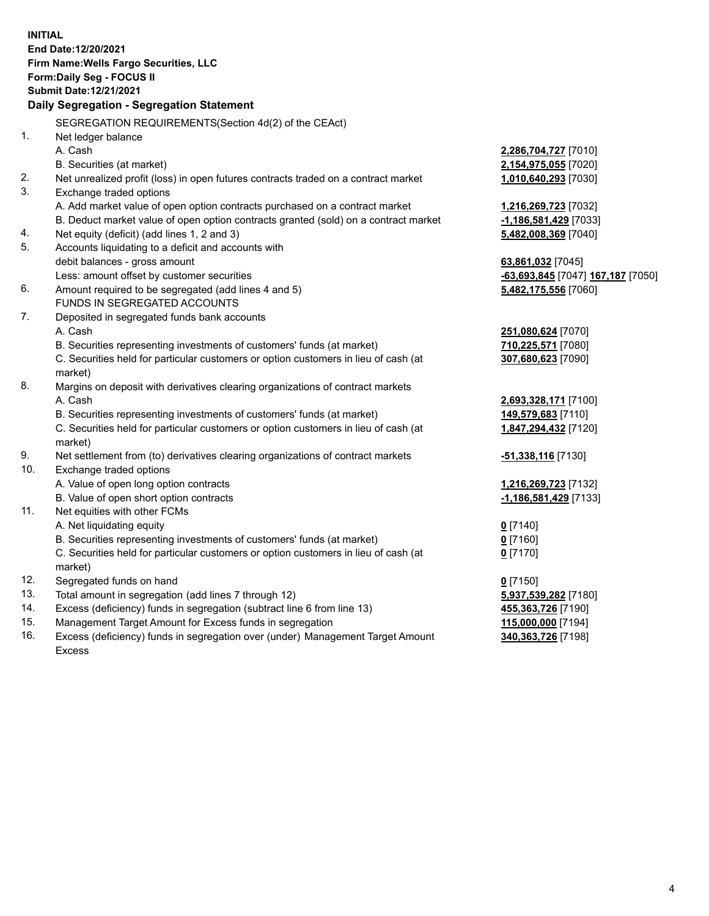**INITIAL**
**End Date:12/20/2021**
**Firm Name:Wells Fargo Securities, LLC**
**Form:Daily Seg - FOCUS II**
**Submit Date:12/21/2021**

## Daily Segregation - Segregation Statement

SEGREGATION REQUIREMENTS(Section 4d(2) of the CEAct)

| | | |
|---|---|---|
| 1. | Net ledger balance | |
| | A. Cash | **2,286,704,727** [7010] |
| | B. Securities (at market) | **2,154,975,055** [7020] |
| 2. | Net unrealized profit (loss) in open futures contracts traded on a contract market | **1,010,640,293** [7030] |
| 3. | Exchange traded options | |
| | A. Add market value of open option contracts purchased on a contract market | **1,216,269,723** [7032] |
| | B. Deduct market value of open option contracts granted (sold) on a contract market | **-1,186,581,429** [7033] |
| 4. | Net equity (deficit) (add lines 1, 2 and 3) | **5,482,008,369** [7040] |
| 5. | Accounts liquidating to a deficit and accounts with | |
| | debit balances - gross amount | **63,861,032** [7045] |
| | Less: amount offset by customer securities | **-63,693,845** [7047] **167,187** [7050] |
| 6. | Amount required to be segregated (add lines 4 and 5) | **5,482,175,556** [7060] |
| | FUNDS IN SEGREGATED ACCOUNTS | |
| 7. | Deposited in segregated funds bank accounts | |
| | A. Cash | **251,080,624** [7070] |
| | B. Securities representing investments of customers' funds (at market) | **710,225,571** [7080] |
| | C. Securities held for particular customers or option customers in lieu of cash (at market) | **307,680,623** [7090] |
| 8. | Margins on deposit with derivatives clearing organizations of contract markets | |
| | A. Cash | **2,693,328,171** [7100] |
| | B. Securities representing investments of customers' funds (at market) | **149,579,683** [7110] |
| | C. Securities held for particular customers or option customers in lieu of cash (at market) | **1,847,294,432** [7120] |
| 9. | Net settlement from (to) derivatives clearing organizations of contract markets | **-51,338,116** [7130] |
| 10. | Exchange traded options | |
| | A. Value of open long option contracts | **1,216,269,723** [7132] |
| | B. Value of open short option contracts | **-1,186,581,429** [7133] |
| 11. | Net equities with other FCMs | |
| | A. Net liquidating equity | **0** [7140] |
| | B. Securities representing investments of customers' funds (at market) | **0** [7160] |
| | C. Securities held for particular customers or option customers in lieu of cash (at market) | **0** [7170] |
| 12. | Segregated funds on hand | **0** [7150] |
| 13. | Total amount in segregation (add lines 7 through 12) | **5,937,539,282** [7180] |
| 14. | Excess (deficiency) funds in segregation (subtract line 6 from line 13) | **455,363,726** [7190] |
| 15. | Management Target Amount for Excess funds in segregation | **115,000,000** [7194] |
| 16. | Excess (deficiency) funds in segregation over (under) Management Target Amount Excess | **340,363,726** [7198] |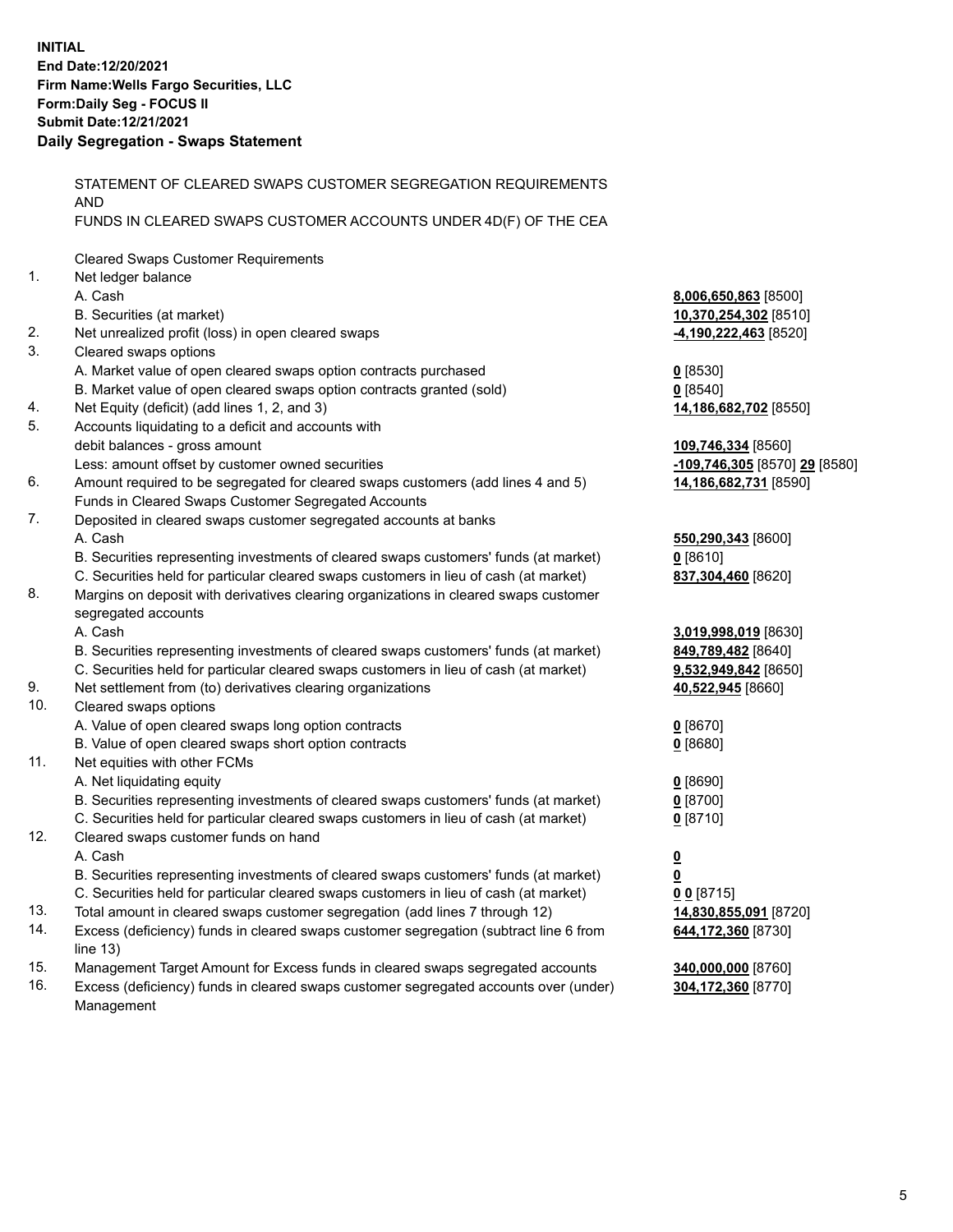**INITIAL**
**End Date:12/20/2021**
**Firm Name:Wells Fargo Securities, LLC**
**Form:Daily Seg - FOCUS II**
**Submit Date:12/21/2021**
**Daily Segregation - Swaps Statement**

STATEMENT OF CLEARED SWAPS CUSTOMER SEGREGATION REQUIREMENTS AND FUNDS IN CLEARED SWAPS CUSTOMER ACCOUNTS UNDER 4D(F) OF THE CEA

| | | |
|---|---|---|
| | Cleared Swaps Customer Requirements | |
| 1. | Net ledger balance | |
| | A. Cash | **8,006,650,863** [8500] |
| | B. Securities (at market) | **10,370,254,302** [8510] |
| 2. | Net unrealized profit (loss) in open cleared swaps | **-4,190,222,463** [8520] |
| 3. | Cleared swaps options | |
| | A. Market value of open cleared swaps option contracts purchased | **0** [8530] |
| | B. Market value of open cleared swaps option contracts granted (sold) | **0** [8540] |
| 4. | Net Equity (deficit) (add lines 1, 2, and 3) | **14,186,682,702** [8550] |
| 5. | Accounts liquidating to a deficit and accounts with debit balances - gross amount | **109,746,334** [8560] |
| | Less: amount offset by customer owned securities | **-109,746,305** [8570] **29** [8580] |
| 6. | Amount required to be segregated for cleared swaps customers (add lines 4 and 5) | **14,186,682,731** [8590] |
| | Funds in Cleared Swaps Customer Segregated Accounts | |
| 7. | Deposited in cleared swaps customer segregated accounts at banks | |
| | A. Cash | **550,290,343** [8600] |
| | B. Securities representing investments of cleared swaps customers' funds (at market) | **0** [8610] |
| | C. Securities held for particular cleared swaps customers in lieu of cash (at market) | **837,304,460** [8620] |
| 8. | Margins on deposit with derivatives clearing organizations in cleared swaps customer segregated accounts | |
| | A. Cash | **3,019,998,019** [8630] |
| | B. Securities representing investments of cleared swaps customers' funds (at market) | **849,789,482** [8640] |
| | C. Securities held for particular cleared swaps customers in lieu of cash (at market) | **9,532,949,842** [8650] |
| 9. | Net settlement from (to) derivatives clearing organizations | **40,522,945** [8660] |
| 10. | Cleared swaps options | |
| | A. Value of open cleared swaps long option contracts | **0** [8670] |
| | B. Value of open cleared swaps short option contracts | **0** [8680] |
| 11. | Net equities with other FCMs | |
| | A. Net liquidating equity | **0** [8690] |
| | B. Securities representing investments of cleared swaps customers' funds (at market) | **0** [8700] |
| | C. Securities held for particular cleared swaps customers in lieu of cash (at market) | **0** [8710] |
| 12. | Cleared swaps customer funds on hand | |
| | A. Cash | **0** |
| | B. Securities representing investments of cleared swaps customers' funds (at market) | **0** |
| | C. Securities held for particular cleared swaps customers in lieu of cash (at market) | **0** **0** [8715] |
| 13. | Total amount in cleared swaps customer segregation (add lines 7 through 12) | **14,830,855,091** [8720] |
| 14. | Excess (deficiency) funds in cleared swaps customer segregation (subtract line 6 from line 13) | **644,172,360** [8730] |
| 15. | Management Target Amount for Excess funds in cleared swaps segregated accounts | **340,000,000** [8760] |
| 16. | Excess (deficiency) funds in cleared swaps customer segregated accounts over (under) Management | **304,172,360** [8770] |